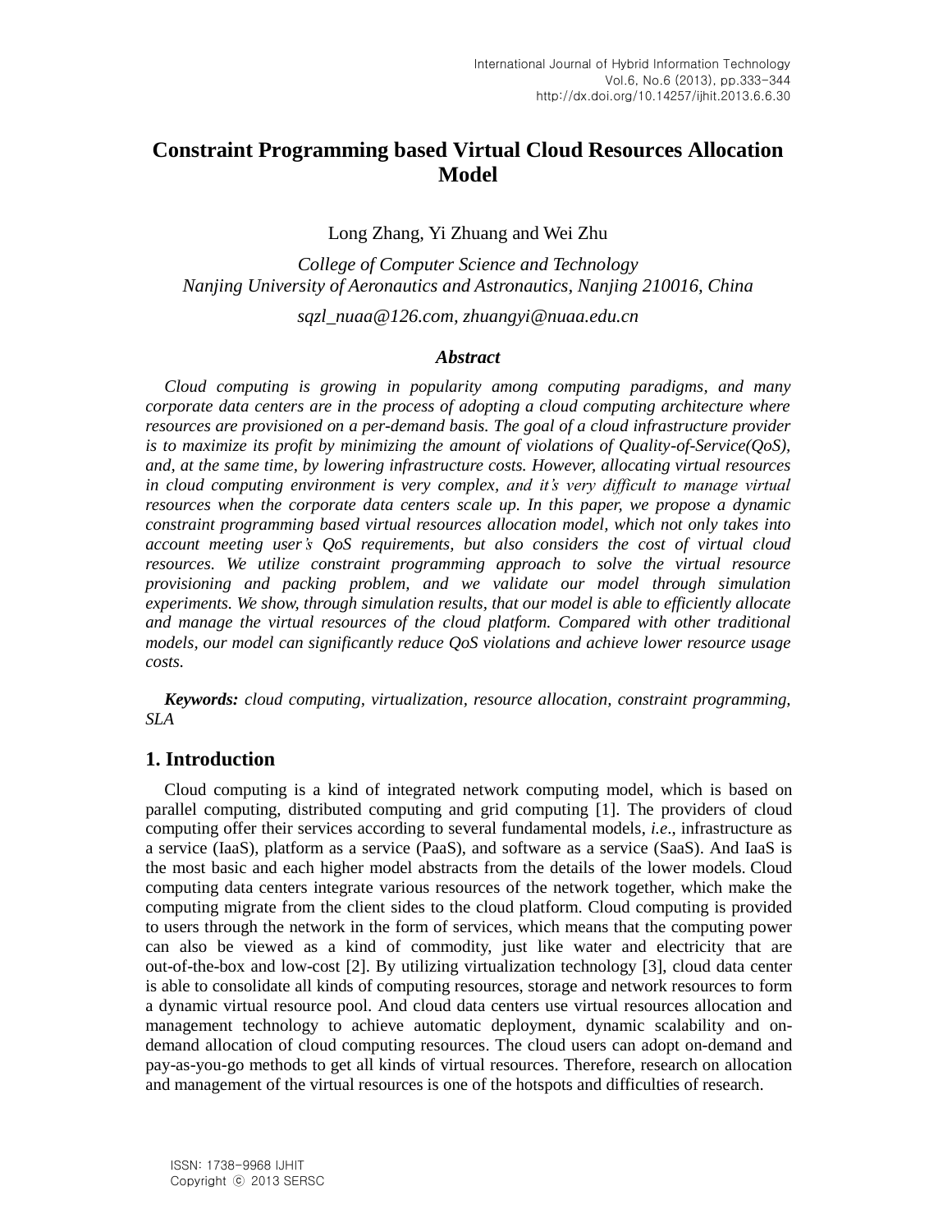# Constraint Programming based Virtual Cloud Resources Allocation Model

Long Zhang, Yi Zhuang and Wei Zhu

*College of Computer Science and Technology*
*Nanjing University of Aeronautics and Astronautics, Nanjing 210016, China*

*sqzl_nuaa@126.com, zhuangyi@nuaa.edu.cn*

### *Abstract*

*Cloud computing is growing in popularity among computing paradigms, and many corporate data centers are in the process of adopting a cloud computing architecture where resources are provisioned on a per-demand basis. The goal of a cloud infrastructure provider is to maximize its profit by minimizing the amount of violations of Quality-of-Service(QoS), and, at the same time, by lowering infrastructure costs. However, allocating virtual resources in cloud computing environment is very complex, and it's very difficult to manage virtual resources when the corporate data centers scale up. In this paper, we propose a dynamic constraint programming based virtual resources allocation model, which not only takes into account meeting user's QoS requirements, but also considers the cost of virtual cloud resources. We utilize constraint programming approach to solve the virtual resource provisioning and packing problem, and we validate our model through simulation experiments. We show, through simulation results, that our model is able to efficiently allocate and manage the virtual resources of the cloud platform. Compared with other traditional models, our model can significantly reduce QoS violations and achieve lower resource usage costs.*

***Keywords:*** *cloud computing, virtualization, resource allocation, constraint programming, SLA*

## 1. Introduction

Cloud computing is a kind of integrated network computing model, which is based on parallel computing, distributed computing and grid computing [1]. The providers of cloud computing offer their services according to several fundamental models, *i.e*., infrastructure as a service (IaaS), platform as a service (PaaS), and software as a service (SaaS). And IaaS is the most basic and each higher model abstracts from the details of the lower models. Cloud computing data centers integrate various resources of the network together, which make the computing migrate from the client sides to the cloud platform. Cloud computing is provided to users through the network in the form of services, which means that the computing power can also be viewed as a kind of commodity, just like water and electricity that are out-of-the-box and low-cost [2]. By utilizing virtualization technology [3], cloud data center is able to consolidate all kinds of computing resources, storage and network resources to form a dynamic virtual resource pool. And cloud data centers use virtual resources allocation and management technology to achieve automatic deployment, dynamic scalability and on-demand allocation of cloud computing resources. The cloud users can adopt on-demand and pay-as-you-go methods to get all kinds of virtual resources. Therefore, research on allocation and management of the virtual resources is one of the hotspots and difficulties of research.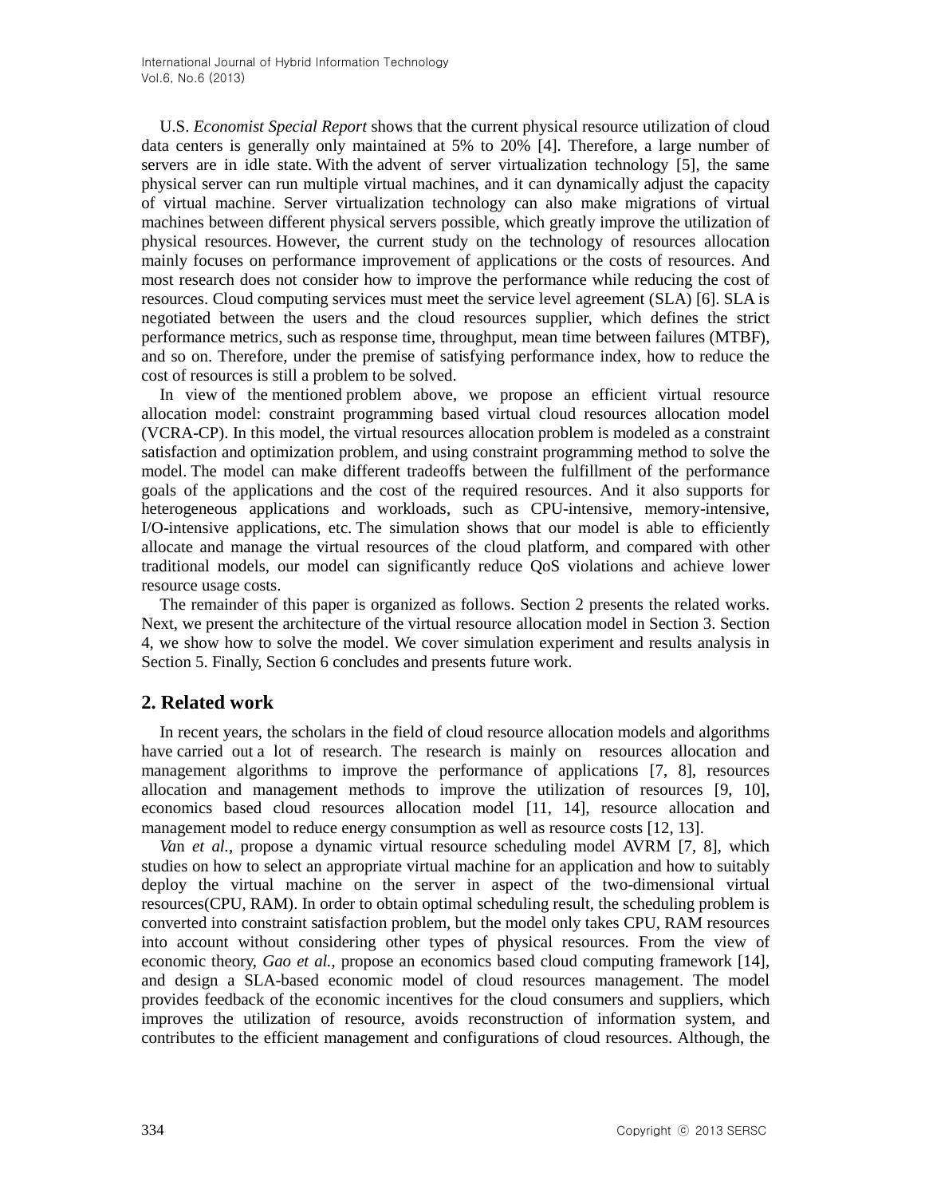U.S. *Economist Special Report* shows that the current physical resource utilization of cloud data centers is generally only maintained at 5% to 20% [4]. Therefore, a large number of servers are in idle state. With the advent of server virtualization technology [5], the same physical server can run multiple virtual machines, and it can dynamically adjust the capacity of virtual machine. Server virtualization technology can also make migrations of virtual machines between different physical servers possible, which greatly improve the utilization of physical resources. However, the current study on the technology of resources allocation mainly focuses on performance improvement of applications or the costs of resources. And most research does not consider how to improve the performance while reducing the cost of resources. Cloud computing services must meet the service level agreement (SLA) [6]. SLA is negotiated between the users and the cloud resources supplier, which defines the strict performance metrics, such as response time, throughput, mean time between failures (MTBF), and so on. Therefore, under the premise of satisfying performance index, how to reduce the cost of resources is still a problem to be solved.

In view of the mentioned problem above, we propose an efficient virtual resource allocation model: constraint programming based virtual cloud resources allocation model (VCRA-CP). In this model, the virtual resources allocation problem is modeled as a constraint satisfaction and optimization problem, and using constraint programming method to solve the model. The model can make different tradeoffs between the fulfillment of the performance goals of the applications and the cost of the required resources. And it also supports for heterogeneous applications and workloads, such as CPU-intensive, memory-intensive, I/O-intensive applications, etc. The simulation shows that our model is able to efficiently allocate and manage the virtual resources of the cloud platform, and compared with other traditional models, our model can significantly reduce QoS violations and achieve lower resource usage costs.

The remainder of this paper is organized as follows. Section 2 presents the related works. Next, we present the architecture of the virtual resource allocation model in Section 3. Section 4, we show how to solve the model. We cover simulation experiment and results analysis in Section 5. Finally, Section 6 concludes and presents future work.

## 2. Related work

In recent years, the scholars in the field of cloud resource allocation models and algorithms have carried out a lot of research. The research is mainly on resources allocation and management algorithms to improve the performance of applications [7, 8], resources allocation and management methods to improve the utilization of resources [9, 10], economics based cloud resources allocation model [11, 14], resource allocation and management model to reduce energy consumption as well as resource costs [12, 13].

*Van et al.*, propose a dynamic virtual resource scheduling model AVRM [7, 8], which studies on how to select an appropriate virtual machine for an application and how to suitably deploy the virtual machine on the server in aspect of the two-dimensional virtual resources(CPU, RAM). In order to obtain optimal scheduling result, the scheduling problem is converted into constraint satisfaction problem, but the model only takes CPU, RAM resources into account without considering other types of physical resources. From the view of economic theory, *Gao et al.*, propose an economics based cloud computing framework [14], and design a SLA-based economic model of cloud resources management. The model provides feedback of the economic incentives for the cloud consumers and suppliers, which improves the utilization of resource, avoids reconstruction of information system, and contributes to the efficient management and configurations of cloud resources. Although, the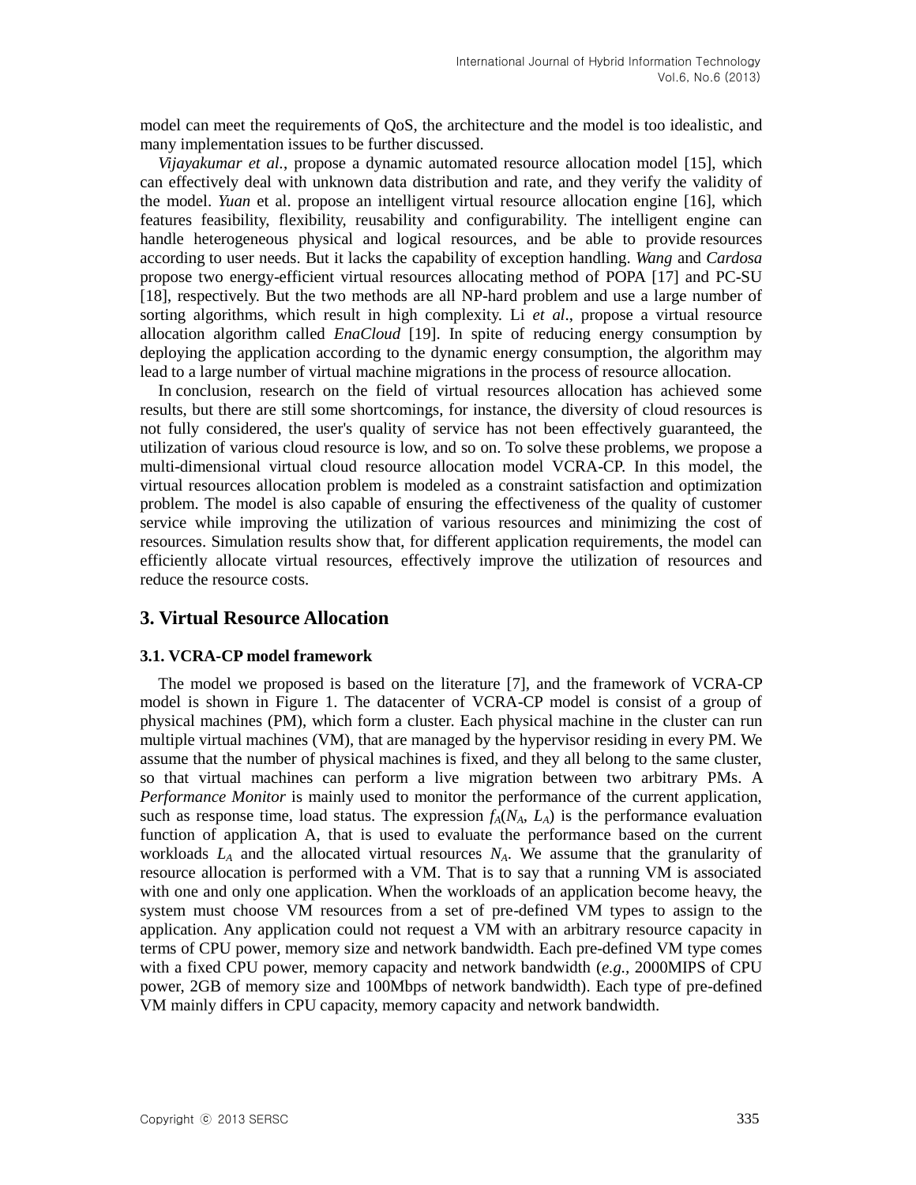model can meet the requirements of QoS, the architecture and the model is too idealistic, and many implementation issues to be further discussed.

*Vijayakumar et al.*, propose a dynamic automated resource allocation model [15], which can effectively deal with unknown data distribution and rate, and they verify the validity of the model. *Yuan* et al. propose an intelligent virtual resource allocation engine [16], which features feasibility, flexibility, reusability and configurability. The intelligent engine can handle heterogeneous physical and logical resources, and be able to provide resources according to user needs. But it lacks the capability of exception handling. *Wang* and *Cardosa* propose two energy-efficient virtual resources allocating method of POPA [17] and PC-SU [18], respectively. But the two methods are all NP-hard problem and use a large number of sorting algorithms, which result in high complexity. Li *et al*., propose a virtual resource allocation algorithm called *EnaCloud* [19]. In spite of reducing energy consumption by deploying the application according to the dynamic energy consumption, the algorithm may lead to a large number of virtual machine migrations in the process of resource allocation.

In conclusion, research on the field of virtual resources allocation has achieved some results, but there are still some shortcomings, for instance, the diversity of cloud resources is not fully considered, the user's quality of service has not been effectively guaranteed, the utilization of various cloud resource is low, and so on. To solve these problems, we propose a multi-dimensional virtual cloud resource allocation model VCRA-CP. In this model, the virtual resources allocation problem is modeled as a constraint satisfaction and optimization problem. The model is also capable of ensuring the effectiveness of the quality of customer service while improving the utilization of various resources and minimizing the cost of resources. Simulation results show that, for different application requirements, the model can efficiently allocate virtual resources, effectively improve the utilization of resources and reduce the resource costs.

## 3. Virtual Resource Allocation

### 3.1. VCRA-CP model framework

The model we proposed is based on the literature [7], and the framework of VCRA-CP model is shown in Figure 1. The datacenter of VCRA-CP model is consist of a group of physical machines (PM), which form a cluster. Each physical machine in the cluster can run multiple virtual machines (VM), that are managed by the hypervisor residing in every PM. We assume that the number of physical machines is fixed, and they all belong to the same cluster, so that virtual machines can perform a live migration between two arbitrary PMs. A *Performance Monitor* is mainly used to monitor the performance of the current application, such as response time, load status. The expression $f_A(N_A, L_A)$ is the performance evaluation function of application A, that is used to evaluate the performance based on the current workloads $L_A$ and the allocated virtual resources $N_A$. We assume that the granularity of resource allocation is performed with a VM. That is to say that a running VM is associated with one and only one application. When the workloads of an application become heavy, the system must choose VM resources from a set of pre-defined VM types to assign to the application. Any application could not request a VM with an arbitrary resource capacity in terms of CPU power, memory size and network bandwidth. Each pre-defined VM type comes with a fixed CPU power, memory capacity and network bandwidth (*e.g.*, 2000MIPS of CPU power, 2GB of memory size and 100Mbps of network bandwidth). Each type of pre-defined VM mainly differs in CPU capacity, memory capacity and network bandwidth.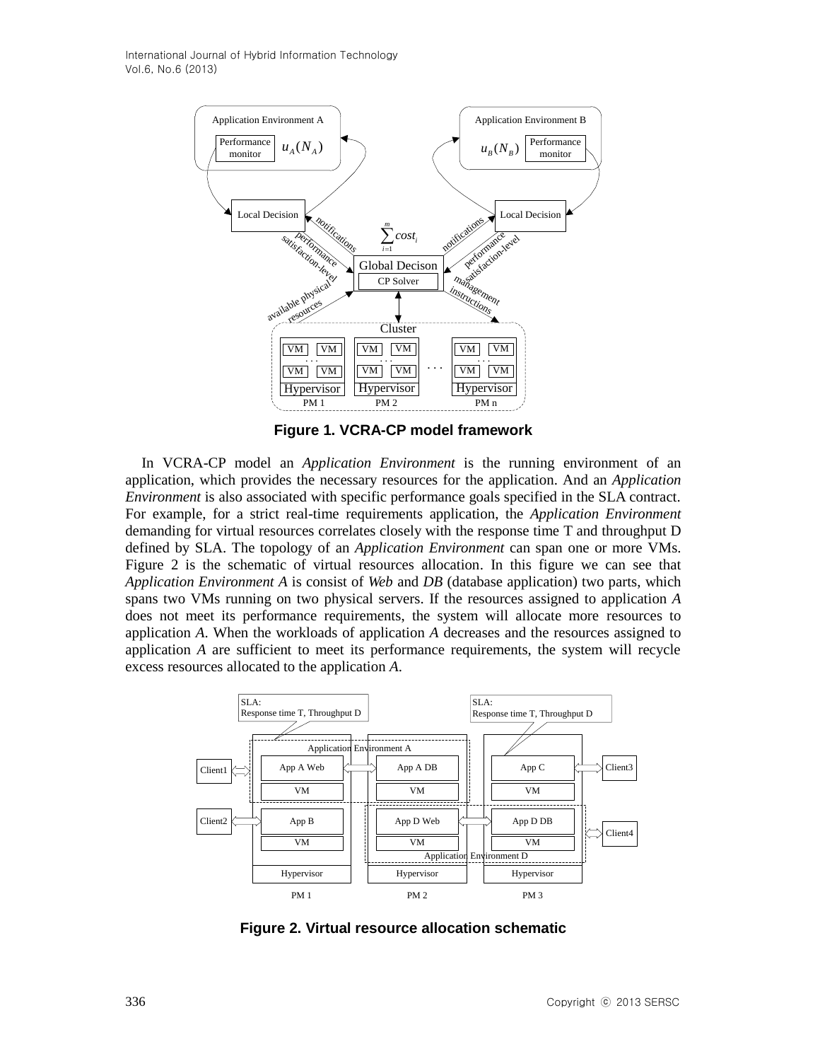**Figure 1. VCRA-CP model framework**

In VCRA-CP model an *Application Environment* is the running environment of an application, which provides the necessary resources for the application. And an *Application Environment* is also associated with specific performance goals specified in the SLA contract. For example, for a strict real-time requirements application, the *Application Environment* demanding for virtual resources correlates closely with the response time T and throughput D defined by SLA. The topology of an *Application Environment* can span one or more VMs. Figure 2 is the schematic of virtual resources allocation. In this figure we can see that *Application Environment A* is consist of *Web* and *DB* (database application) two parts, which spans two VMs running on two physical servers. If the resources assigned to application *A* does not meet its performance requirements, the system will allocate more resources to application *A*. When the workloads of application *A* decreases and the resources assigned to application *A* are sufficient to meet its performance requirements, the system will recycle excess resources allocated to the application *A*.

**Figure 2. Virtual resource allocation schematic**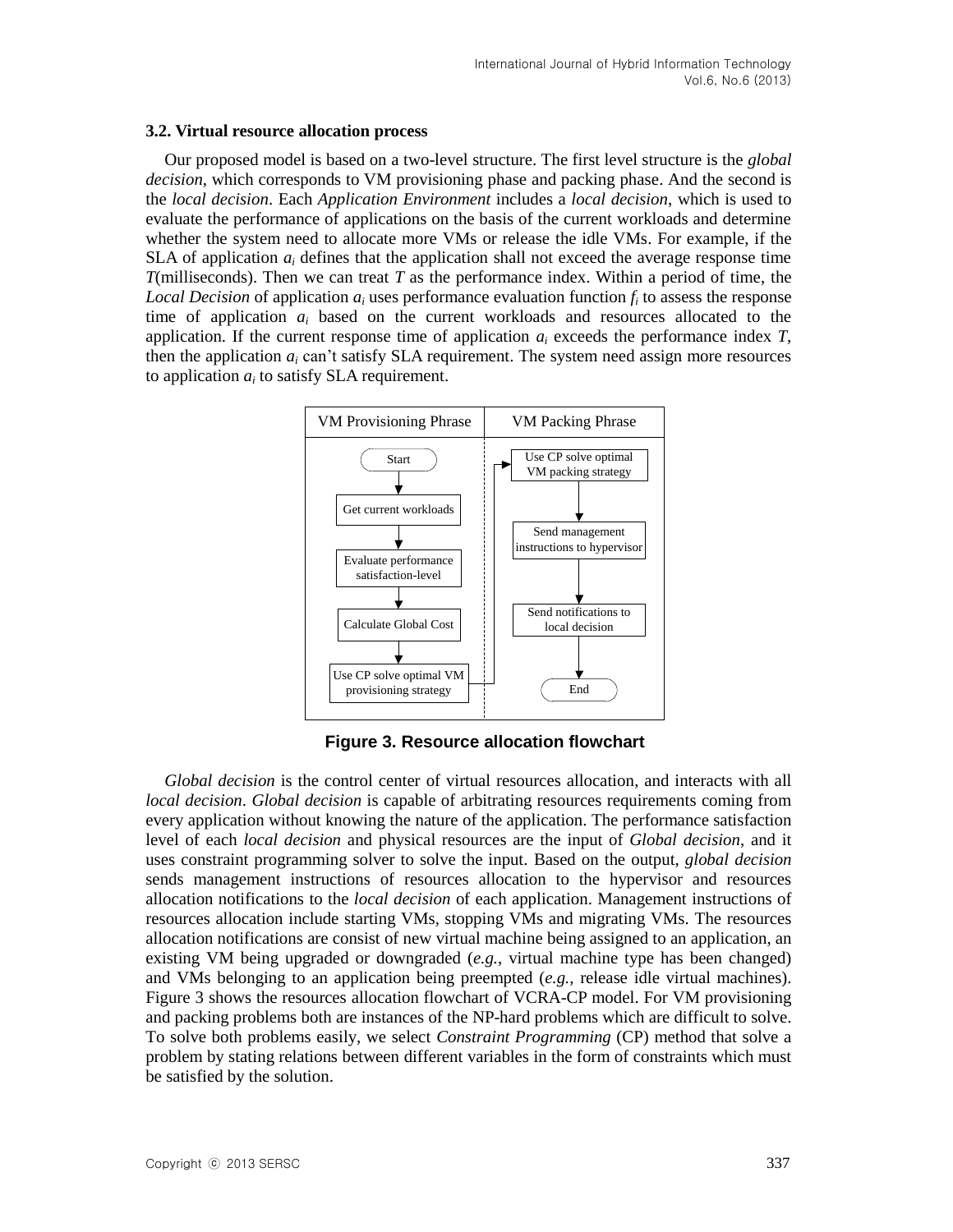### 3.2. Virtual resource allocation process

Our proposed model is based on a two-level structure. The first level structure is the *global decision*, which corresponds to VM provisioning phase and packing phase. And the second is the *local decision*. Each *Application Environment* includes a *local decision*, which is used to evaluate the performance of applications on the basis of the current workloads and determine whether the system need to allocate more VMs or release the idle VMs. For example, if the SLA of application $a_i$ defines that the application shall not exceed the average response time $T$(milliseconds). Then we can treat $T$ as the performance index. Within a period of time, the *Local Decision* of application $a_i$ uses performance evaluation function $f_i$ to assess the response time of application $a_i$ based on the current workloads and resources allocated to the application. If the current response time of application $a_i$ exceeds the performance index $T$, then the application $a_i$ can't satisfy SLA requirement. The system need assign more resources to application $a_i$ to satisfy SLA requirement.

**Figure 3. Resource allocation flowchart**

*Global decision* is the control center of virtual resources allocation, and interacts with all *local decision*. *Global decision* is capable of arbitrating resources requirements coming from every application without knowing the nature of the application. The performance satisfaction level of each *local decision* and physical resources are the input of *Global decision*, and it uses constraint programming solver to solve the input. Based on the output, *global decision* sends management instructions of resources allocation to the hypervisor and resources allocation notifications to the *local decision* of each application. Management instructions of resources allocation include starting VMs, stopping VMs and migrating VMs. The resources allocation notifications are consist of new virtual machine being assigned to an application, an existing VM being upgraded or downgraded (*e.g.*, virtual machine type has been changed) and VMs belonging to an application being preempted (*e.g.*, release idle virtual machines). Figure 3 shows the resources allocation flowchart of VCRA-CP model. For VM provisioning and packing problems both are instances of the NP-hard problems which are difficult to solve. To solve both problems easily, we select *Constraint Programming* (CP) method that solve a problem by stating relations between different variables in the form of constraints which must be satisfied by the solution.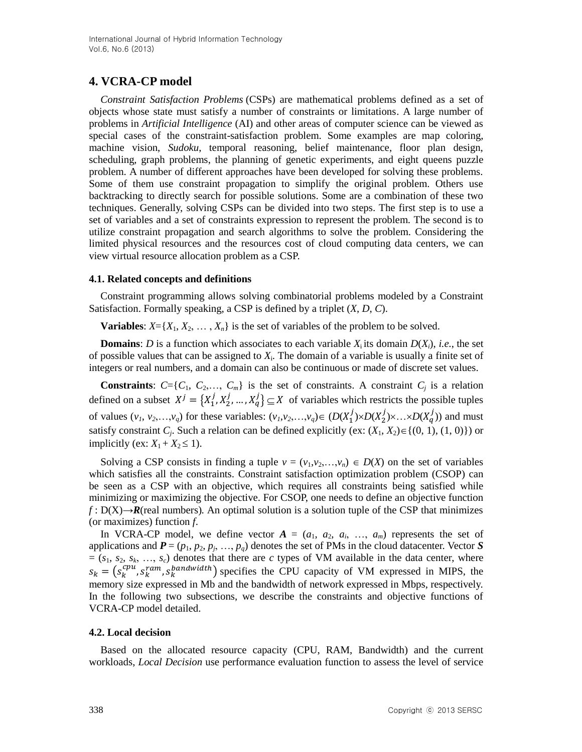## 4. VCRA-CP model

*Constraint Satisfaction Problems* (CSPs) are mathematical problems defined as a set of objects whose state must satisfy a number of constraints or limitations. A large number of problems in *Artificial Intelligence* (AI) and other areas of computer science can be viewed as special cases of the constraint-satisfaction problem. Some examples are map coloring, machine vision, *Sudoku*, temporal reasoning, belief maintenance, floor plan design, scheduling, graph problems, the planning of genetic experiments, and eight queens puzzle problem. A number of different approaches have been developed for solving these problems. Some of them use constraint propagation to simplify the original problem. Others use backtracking to directly search for possible solutions. Some are a combination of these two techniques. Generally, solving CSPs can be divided into two steps. The first step is to use a set of variables and a set of constraints expression to represent the problem. The second is to utilize constraint propagation and search algorithms to solve the problem. Considering the limited physical resources and the resources cost of cloud computing data centers, we can view virtual resource allocation problem as a CSP.

### 4.1. Related concepts and definitions

Constraint programming allows solving combinatorial problems modeled by a Constraint Satisfaction. Formally speaking, a CSP is defined by a triplet $(X, D, C)$.

**Variables**: $X=\{X_1, X_2, \dots, X_n\}$ is the set of variables of the problem to be solved.

**Domains**: $D$ is a function which associates to each variable $X_i$ its domain $D(X_i)$, *i.e.*, the set of possible values that can be assigned to $X_i$. The domain of a variable is usually a finite set of integers or real numbers, and a domain can also be continuous or made of discrete set values.

**Constraints**: $C=\{C_1, C_2, \dots, C_m\}$ is the set of constraints. A constraint $C_j$ is a relation defined on a subset $X^j = \{X_1^j, X_2^j, \dots, X_q^j\} \subseteq X$ of variables which restricts the possible tuples of values $(v_1, v_2, \dots, v_q)$ for these variables: $(v_1, v_2, \dots, v_q) \in (D(X_1^j) \times D(X_2^j) \times \dots \times D(X_q^j))$ and must satisfy constraint $C_j$. Such a relation can be defined explicitly (ex: $(X_1, X_2) \in \{(0, 1), (1, 0)\}$) or implicitly (ex: $X_1 + X_2 \leq 1$).

Solving a CSP consists in finding a tuple $v = (v_1, v_2, \dots, v_n) \in D(X)$ on the set of variables which satisfies all the constraints. Constraint satisfaction optimization problem (CSOP) can be seen as a CSP with an objective, which requires all constraints being satisfied while minimizing or maximizing the objective. For CSOP, one needs to define an objective function $f : D(X) \rightarrow \boldsymbol{R}$(real numbers). An optimal solution is a solution tuple of the CSP that minimizes (or maximizes) function $f$.

In VCRA-CP model, we define vector $\boldsymbol{A} = (a_1, a_2, a_i, \dots, a_m)$ represents the set of applications and $\boldsymbol{P} = (p_1, p_2, p_j, \dots, p_q)$ denotes the set of PMs in the cloud datacenter. Vector $\boldsymbol{S} = (s_1, s_2, s_k, \dots, s_c)$ denotes that there are $c$ types of VM available in the data center, where $s_k = (s_k^{cpu}, s_k^{ram}, s_k^{bandwidth})$ specifies the CPU capacity of VM expressed in MIPS, the memory size expressed in Mb and the bandwidth of network expressed in Mbps, respectively. In the following two subsections, we describe the constraints and objective functions of VCRA-CP model detailed.

### 4.2. Local decision

Based on the allocated resource capacity (CPU, RAM, Bandwidth) and the current workloads, *Local Decision* use performance evaluation function to assess the level of service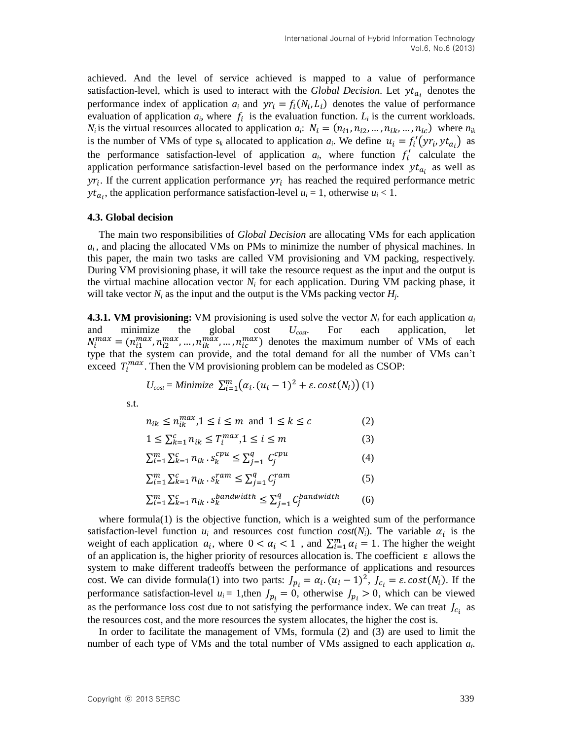achieved. And the level of service achieved is mapped to a value of performance satisfaction-level, which is used to interact with the *Global Decision*. Let $yt_{a_i}$ denotes the performance index of application $a_i$ and $yr_i = f_i(N_i, L_i)$ denotes the value of performance evaluation of application $a_i$, where $f_i$ is the evaluation function. $L_i$ is the current workloads. $N_i$ is the virtual resources allocated to application $a_i$: $N_i = (n_{i1}, n_{i2}, \ldots, n_{ik}, \ldots, n_{ic})$ where $n_{ik}$ is the number of VMs of type $s_k$ allocated to application $a_i$. We define $u_i = f_i'(yr_i, yt_{a_i})$ as the performance satisfaction-level of application $a_i$, where function $f_i'$ calculate the application performance satisfaction-level based on the performance index $yt_{a_i}$ as well as $yr_i$. If the current application performance $yr_i$ has reached the required performance metric $yt_{a_i}$, the application performance satisfaction-level $u_i = 1$, otherwise $u_i < 1$.

### 4.3. Global decision

The main two responsibilities of *Global Decision* are allocating VMs for each application $a_i$, and placing the allocated VMs on PMs to minimize the number of physical machines. In this paper, the main two tasks are called VM provisioning and VM packing, respectively. During VM provisioning phase, it will take the resource request as the input and the output is the virtual machine allocation vector $N_i$ for each application. During VM packing phase, it will take vector $N_i$ as the input and the output is the VMs packing vector $H_j$.

**4.3.1. VM provisioning:** VM provisioning is used solve the vector $N_i$ for each application $a_i$ and minimize the global cost $U_{cost}$. For each application, let $N_i^{max} = (n_{i1}^{max}, n_{i2}^{max}, \ldots, n_{ik}^{max}, \ldots, n_{ic}^{max})$ denotes the maximum number of VMs of each type that the system can provide, and the total demand for all the number of VMs can't exceed $T_i^{max}$. Then the VM provisioning problem can be modeled as CSOP:

$$U_{cost} = Minimize\ \sum_{i=1}^{m}\left(\alpha_i.(u_i - 1)^2 + \varepsilon.cost(N_i)\right) \quad (1)$$

s.t.

$$n_{ik} \le n_{ik}^{max}, 1 \le i \le m \text{ and } 1 \le k \le c \quad (2)$$

$$1 \le \sum_{k=1}^{c} n_{ik} \le T_i^{max}, 1 \le i \le m \quad (3)$$

$$\sum_{i=1}^{m}\sum_{k=1}^{c} n_{ik}.s_k^{cpu} \le \sum_{j=1}^{q} C_j^{cpu} \quad (4)$$

$$\sum_{i=1}^{m}\sum_{k=1}^{c} n_{ik}.s_k^{ram} \le \sum_{j=1}^{q} C_j^{ram} \quad (5)$$

$$\sum_{i=1}^{m}\sum_{k=1}^{c} n_{ik}.s_k^{bandwidth} \le \sum_{j=1}^{q} C_j^{bandwidth} \quad (6)$$

where formula(1) is the objective function, which is a weighted sum of the performance satisfaction-level function $u_i$ and resources cost function $cost(N_i)$. The variable $\alpha_i$ is the weight of each application $a_i$, where $0 < \alpha_i < 1$, and $\sum_{i=1}^{m}\alpha_i = 1$. The higher the weight of an application is, the higher priority of resources allocation is. The coefficient $\varepsilon$ allows the system to make different tradeoffs between the performance of applications and resources cost. We can divide formula(1) into two parts: $J_{p_i} = \alpha_i.(u_i - 1)^2$, $J_{c_i} = \varepsilon.cost(N_i)$. If the performance satisfaction-level $u_i = 1$, then $J_{p_i} = 0$, otherwise $J_{p_i} > 0$, which can be viewed as the performance loss cost due to not satisfying the performance index. We can treat $J_{c_i}$ as the resources cost, and the more resources the system allocates, the higher the cost is.

In order to facilitate the management of VMs, formula (2) and (3) are used to limit the number of each type of VMs and the total number of VMs assigned to each application $a_i$.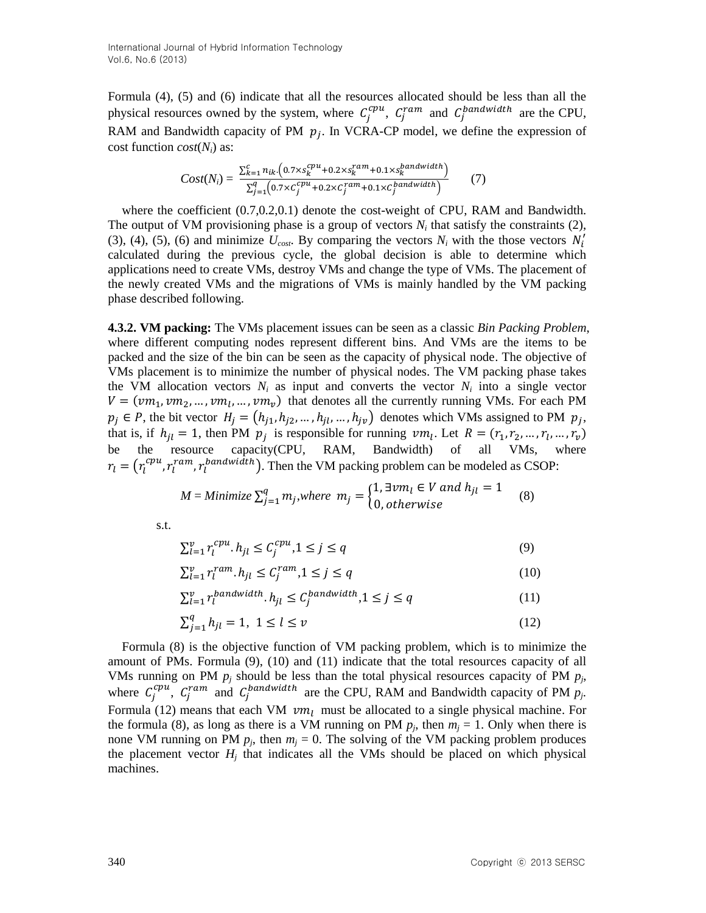Formula (4), (5) and (6) indicate that all the resources allocated should be less than all the physical resources owned by the system, where $C_j^{cpu}$, $C_j^{ram}$ and $C_j^{bandwidth}$ are the CPU, RAM and Bandwidth capacity of PM $p_j$. In VCRA-CP model, we define the expression of cost function *cost*($N_i$) as:

$$Cost(N_i) = \frac{\sum_{k=1}^{c} n_{ik} \cdot \left(0.7 \times s_k^{cpu} + 0.2 \times s_k^{ram} + 0.1 \times s_k^{bandwidth}\right)}{\sum_{j=1}^{q}\left(0.7 \times C_j^{cpu} + 0.2 \times C_j^{ram} + 0.1 \times C_j^{bandwidth}\right)} \quad (7)$$

where the coefficient (0.7,0.2,0.1) denote the cost-weight of CPU, RAM and Bandwidth. The output of VM provisioning phase is a group of vectors $N_i$ that satisfy the constraints (2), (3), (4), (5), (6) and minimize $U_{cost}$. By comparing the vectors $N_i$ with the those vectors $N_i'$ calculated during the previous cycle, the global decision is able to determine which applications need to create VMs, destroy VMs and change the type of VMs. The placement of the newly created VMs and the migrations of VMs is mainly handled by the VM packing phase described following.

**4.3.2. VM packing:** The VMs placement issues can be seen as a classic *Bin Packing Problem*, where different computing nodes represent different bins. And VMs are the items to be packed and the size of the bin can be seen as the capacity of physical node. The objective of VMs placement is to minimize the number of physical nodes. The VM packing phase takes the VM allocation vectors $N_i$ as input and converts the vector $N_i$ into a single vector $V = (vm_1, vm_2, \ldots, vm_l, \ldots, vm_v)$ that denotes all the currently running VMs. For each PM $p_j \in P$, the bit vector $H_j = (h_{j1}, h_{j2}, \ldots, h_{jl}, \ldots, h_{jv})$ denotes which VMs assigned to PM $p_j$, that is, if $h_{jl} = 1$, then PM $p_j$ is responsible for running $vm_l$. Let $R = (r_1, r_2, \ldots, r_l, \ldots, r_v)$ be the resource capacity(CPU, RAM, Bandwidth) of all VMs, where $r_l = (r_l^{cpu}, r_l^{ram}, r_l^{bandwidth})$. Then the VM packing problem can be modeled as CSOP:

$$M = Minimize \sum_{j=1}^{q} m_j, where \ m_j = \begin{cases} 1, \exists vm_l \in V \ and \ h_{jl} = 1 \\ 0, otherwise \end{cases} \quad (8)$$

s.t.

$$\sum_{l=1}^{v} r_l^{cpu} \cdot h_{jl} \le C_j^{cpu}, 1 \le j \le q \quad (9)$$

$$\sum_{l=1}^{v} r_l^{ram} \cdot h_{jl} \le C_j^{ram}, 1 \le j \le q \quad (10)$$

$$\sum_{l=1}^{v} r_l^{bandwidth} \cdot h_{jl} \le C_j^{bandwidth}, 1 \le j \le q \quad (11)$$

$$\sum_{j=1}^{q} h_{jl} = 1, \ 1 \le l \le v \quad (12)$$

Formula (8) is the objective function of VM packing problem, which is to minimize the amount of PMs. Formula (9), (10) and (11) indicate that the total resources capacity of all VMs running on PM $p_j$ should be less than the total physical resources capacity of PM $p_j$, where $C_j^{cpu}$, $C_j^{ram}$ and $C_j^{bandwidth}$ are the CPU, RAM and Bandwidth capacity of PM $p_j$. Formula (12) means that each VM $vm_l$ must be allocated to a single physical machine. For the formula (8), as long as there is a VM running on PM $p_j$, then $m_j = 1$. Only when there is none VM running on PM $p_j$, then $m_j = 0$. The solving of the VM packing problem produces the placement vector $H_j$ that indicates all the VMs should be placed on which physical machines.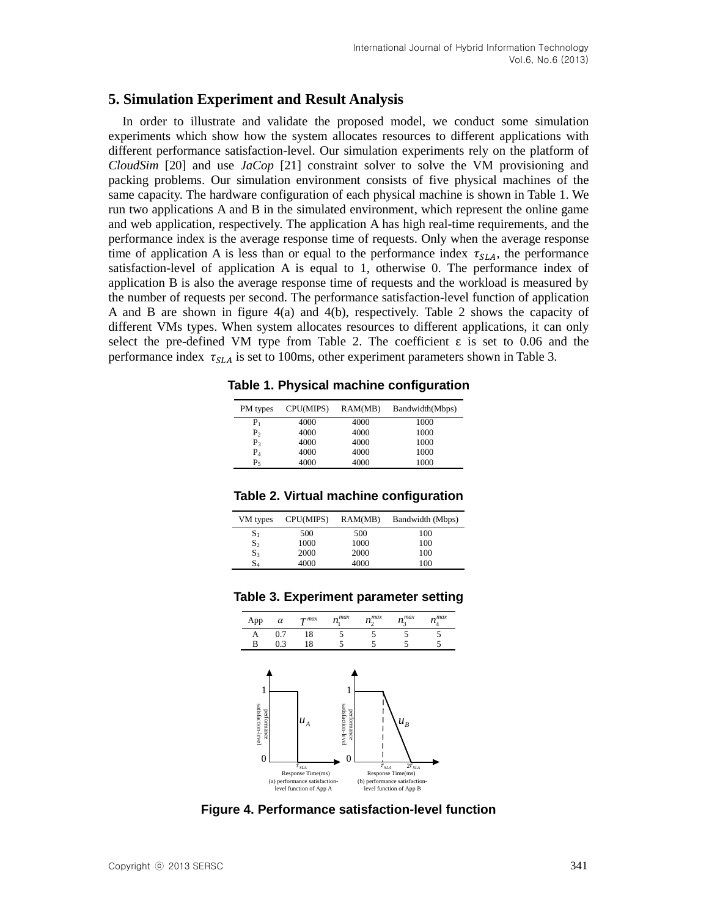## 5. Simulation Experiment and Result Analysis

In order to illustrate and validate the proposed model, we conduct some simulation experiments which show how the system allocates resources to different applications with different performance satisfaction-level. Our simulation experiments rely on the platform of *CloudSim* [20] and use *JaCop* [21] constraint solver to solve the VM provisioning and packing problems. Our simulation environment consists of five physical machines of the same capacity. The hardware configuration of each physical machine is shown in Table 1. We run two applications A and B in the simulated environment, which represent the online game and web application, respectively. The application A has high real-time requirements, and the performance index is the average response time of requests. Only when the average response time of application A is less than or equal to the performance index $\tau_{SLA}$, the performance satisfaction-level of application A is equal to 1, otherwise 0. The performance index of application B is also the average response time of requests and the workload is measured by the number of requests per second. The performance satisfaction-level function of application A and B are shown in figure 4(a) and 4(b), respectively. Table 2 shows the capacity of different VMs types. When system allocates resources to different applications, it can only select the pre-defined VM type from Table 2. The coefficient $\varepsilon$ is set to 0.06 and the performance index $\tau_{SLA}$ is set to 100ms, other experiment parameters shown in Table 3.

**Table 1. Physical machine configuration**

| PM types | CPU(MIPS) | RAM(MB) | Bandwidth(Mbps) |
|---|---|---|---|
| $P_1$ | 4000 | 4000 | 1000 |
| $P_2$ | 4000 | 4000 | 1000 |
| $P_3$ | 4000 | 4000 | 1000 |
| $P_4$ | 4000 | 4000 | 1000 |
| $P_5$ | 4000 | 4000 | 1000 |

**Table 2. Virtual machine configuration**

| VM types | CPU(MIPS) | RAM(MB) | Bandwidth (Mbps) |
|---|---|---|---|
| $S_1$ | 500 | 500 | 100 |
| $S_2$ | 1000 | 1000 | 100 |
| $S_3$ | 2000 | 2000 | 100 |
| $S_4$ | 4000 | 4000 | 100 |

**Table 3. Experiment parameter setting**

| App | $\alpha$ | $T^{max}$ | $n_1^{max}$ | $n_2^{max}$ | $n_3^{max}$ | $n_4^{max}$ |
|---|---|---|---|---|---|---|
| A | 0.7 | 18 | 5 | 5 | 5 | 5 |
| B | 0.3 | 18 | 5 | 5 | 5 | 5 |

(a) performance satisfaction-level function of App A (b) performance satisfaction-level function of App B

**Figure 4. Performance satisfaction-level function**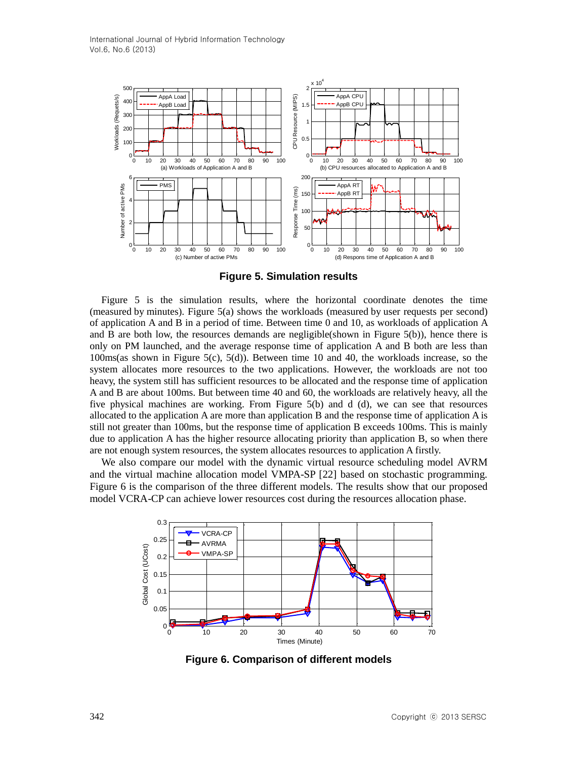**Figure 5. Simulation results**

Figure 5 is the simulation results, where the horizontal coordinate denotes the time (measured by minutes). Figure 5(a) shows the workloads (measured by user requests per second) of application A and B in a period of time. Between time 0 and 10, as workloads of application A and B are both low, the resources demands are negligible(shown in Figure 5(b)), hence there is only on PM launched, and the average response time of application A and B both are less than 100ms(as shown in Figure 5(c), 5(d)). Between time 10 and 40, the workloads increase, so the system allocates more resources to the two applications. However, the workloads are not too heavy, the system still has sufficient resources to be allocated and the response time of application A and B are about 100ms. But between time 40 and 60, the workloads are relatively heavy, all the five physical machines are working. From Figure 5(b) and d (d), we can see that resources allocated to the application A are more than application B and the response time of application A is still not greater than 100ms, but the response time of application B exceeds 100ms. This is mainly due to application A has the higher resource allocating priority than application B, so when there are not enough system resources, the system allocates resources to application A firstly.

We also compare our model with the dynamic virtual resource scheduling model AVRM and the virtual machine allocation model VMPA-SP [22] based on stochastic programming. Figure 6 is the comparison of the three different models. The results show that our proposed model VCRA-CP can achieve lower resources cost during the resources allocation phase.

**Figure 6. Comparison of different models**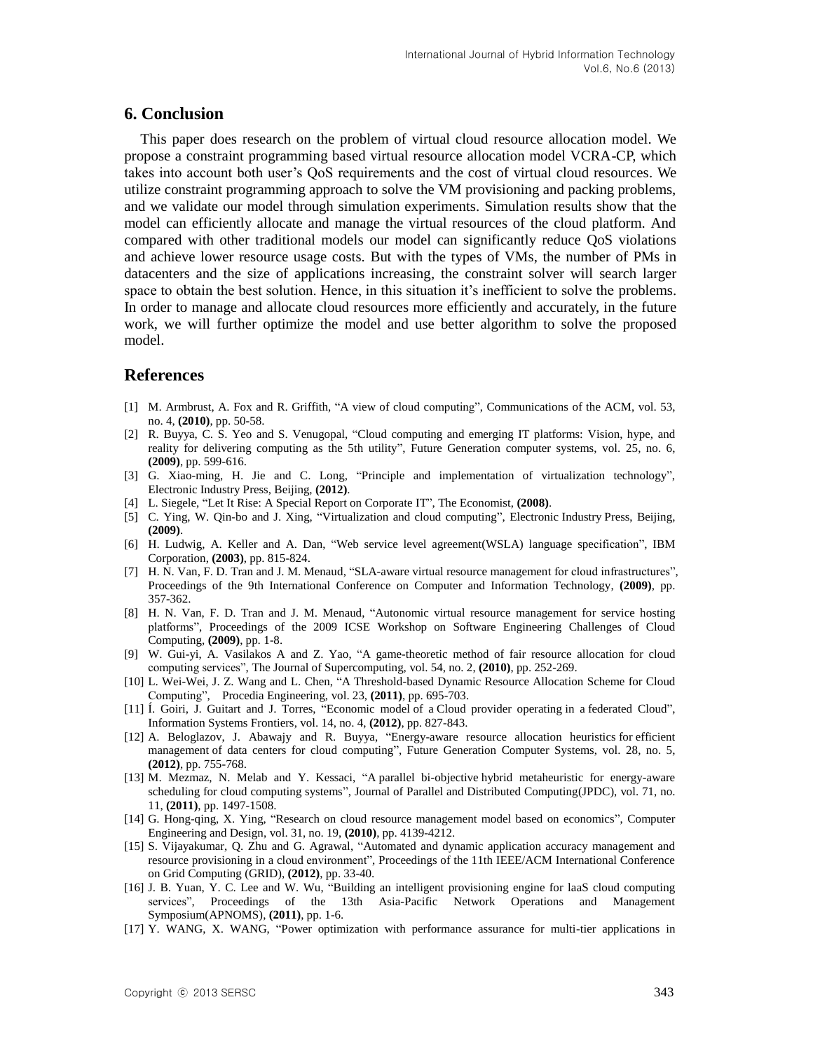## 6. Conclusion

This paper does research on the problem of virtual cloud resource allocation model. We propose a constraint programming based virtual resource allocation model VCRA-CP, which takes into account both user's QoS requirements and the cost of virtual cloud resources. We utilize constraint programming approach to solve the VM provisioning and packing problems, and we validate our model through simulation experiments. Simulation results show that the model can efficiently allocate and manage the virtual resources of the cloud platform. And compared with other traditional models our model can significantly reduce QoS violations and achieve lower resource usage costs. But with the types of VMs, the number of PMs in datacenters and the size of applications increasing, the constraint solver will search larger space to obtain the best solution. Hence, in this situation it's inefficient to solve the problems. In order to manage and allocate cloud resources more efficiently and accurately, in the future work, we will further optimize the model and use better algorithm to solve the proposed model.

## References

[1] M. Armbrust, A. Fox and R. Griffith, "A view of cloud computing", Communications of the ACM, vol. 53, no. 4, **(2010)**, pp. 50-58.

[2] R. Buyya, C. S. Yeo and S. Venugopal, "Cloud computing and emerging IT platforms: Vision, hype, and reality for delivering computing as the 5th utility", Future Generation computer systems, vol. 25, no. 6, **(2009)**, pp. 599-616.

[3] G. Xiao-ming, H. Jie and C. Long, "Principle and implementation of virtualization technology", Electronic Industry Press, Beijing, **(2012)**.

[4] L. Siegele, "Let It Rise: A Special Report on Corporate IT", The Economist, **(2008)**.

[5] C. Ying, W. Qin-bo and J. Xing, "Virtualization and cloud computing", Electronic Industry Press, Beijing, **(2009)**.

[6] H. Ludwig, A. Keller and A. Dan, "Web service level agreement(WSLA) language specification", IBM Corporation, **(2003)**, pp. 815-824.

[7] H. N. Van, F. D. Tran and J. M. Menaud, "SLA-aware virtual resource management for cloud infrastructures", Proceedings of the 9th International Conference on Computer and Information Technology, **(2009)**, pp. 357-362.

[8] H. N. Van, F. D. Tran and J. M. Menaud, "Autonomic virtual resource management for service hosting platforms", Proceedings of the 2009 ICSE Workshop on Software Engineering Challenges of Cloud Computing, **(2009)**, pp. 1-8.

[9] W. Gui-yi, A. Vasilakos A and Z. Yao, "A game-theoretic method of fair resource allocation for cloud computing services", The Journal of Supercomputing, vol. 54, no. 2, **(2010)**, pp. 252-269.

[10] L. Wei-Wei, J. Z. Wang and L. Chen, "A Threshold-based Dynamic Resource Allocation Scheme for Cloud Computing", Procedia Engineering, vol. 23, **(2011)**, pp. 695-703.

[11] Í. Goiri, J. Guitart and J. Torres, "Economic model of a Cloud provider operating in a federated Cloud", Information Systems Frontiers, vol. 14, no. 4, **(2012)**, pp. 827-843.

[12] A. Beloglazov, J. Abawajy and R. Buyya, "Energy-aware resource allocation heuristics for efficient management of data centers for cloud computing", Future Generation Computer Systems, vol. 28, no. 5, **(2012)**, pp. 755-768.

[13] M. Mezmaz, N. Melab and Y. Kessaci, "A parallel bi-objective hybrid metaheuristic for energy-aware scheduling for cloud computing systems", Journal of Parallel and Distributed Computing(JPDC), vol. 71, no. 11, **(2011)**, pp. 1497-1508.

[14] G. Hong-qing, X. Ying, "Research on cloud resource management model based on economics", Computer Engineering and Design, vol. 31, no. 19, **(2010)**, pp. 4139-4212.

[15] S. Vijayakumar, Q. Zhu and G. Agrawal, "Automated and dynamic application accuracy management and resource provisioning in a cloud environment", Proceedings of the 11th IEEE/ACM International Conference on Grid Computing (GRID), **(2012)**, pp. 33-40.

[16] J. B. Yuan, Y. C. Lee and W. Wu, "Building an intelligent provisioning engine for laaS cloud computing services", Proceedings of the 13th Asia-Pacific Network Operations and Management Symposium(APNOMS), **(2011)**, pp. 1-6.

[17] Y. WANG, X. WANG, "Power optimization with performance assurance for multi-tier applications in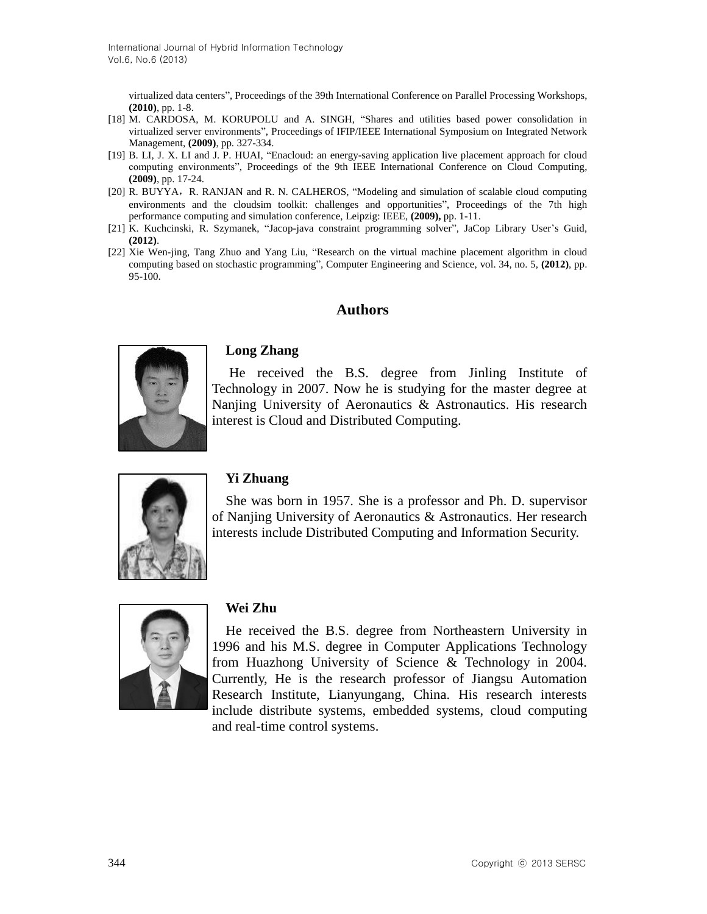virtualized data centers", Proceedings of the 39th International Conference on Parallel Processing Workshops, **(2010)**, pp. 1-8.

[18] M. CARDOSA, M. KORUPOLU and A. SINGH, "Shares and utilities based power consolidation in virtualized server environments", Proceedings of IFIP/IEEE International Symposium on Integrated Network Management, **(2009)**, pp. 327-334.

[19] B. LI, J. X. LI and J. P. HUAI, "Enacloud: an energy-saving application live placement approach for cloud computing environments", Proceedings of the 9th IEEE International Conference on Cloud Computing, **(2009)**, pp. 17-24.

[20] R. BUYYA，R. RANJAN and R. N. CALHEROS, "Modeling and simulation of scalable cloud computing environments and the cloudsim toolkit: challenges and opportunities", Proceedings of the 7th high performance computing and simulation conference, Leipzig: IEEE, **(2009),** pp. 1-11.

[21] K. Kuchcinski, R. Szymanek, "Jacop-java constraint programming solver", JaCop Library User's Guid, **(2012)**.

[22] Xie Wen-jing, Tang Zhuo and Yang Liu, "Research on the virtual machine placement algorithm in cloud computing based on stochastic programming", Computer Engineering and Science, vol. 34, no. 5, **(2012)**, pp. 95-100.

## Authors

**Long Zhang**

He received the B.S. degree from Jinling Institute of Technology in 2007. Now he is studying for the master degree at Nanjing University of Aeronautics & Astronautics. His research interest is Cloud and Distributed Computing.

**Yi Zhuang**

She was born in 1957. She is a professor and Ph. D. supervisor of Nanjing University of Aeronautics & Astronautics. Her research interests include Distributed Computing and Information Security.

**Wei Zhu**

He received the B.S. degree from Northeastern University in 1996 and his M.S. degree in Computer Applications Technology from Huazhong University of Science & Technology in 2004. Currently, He is the research professor of Jiangsu Automation Research Institute, Lianyungang, China. His research interests include distribute systems, embedded systems, cloud computing and real-time control systems.